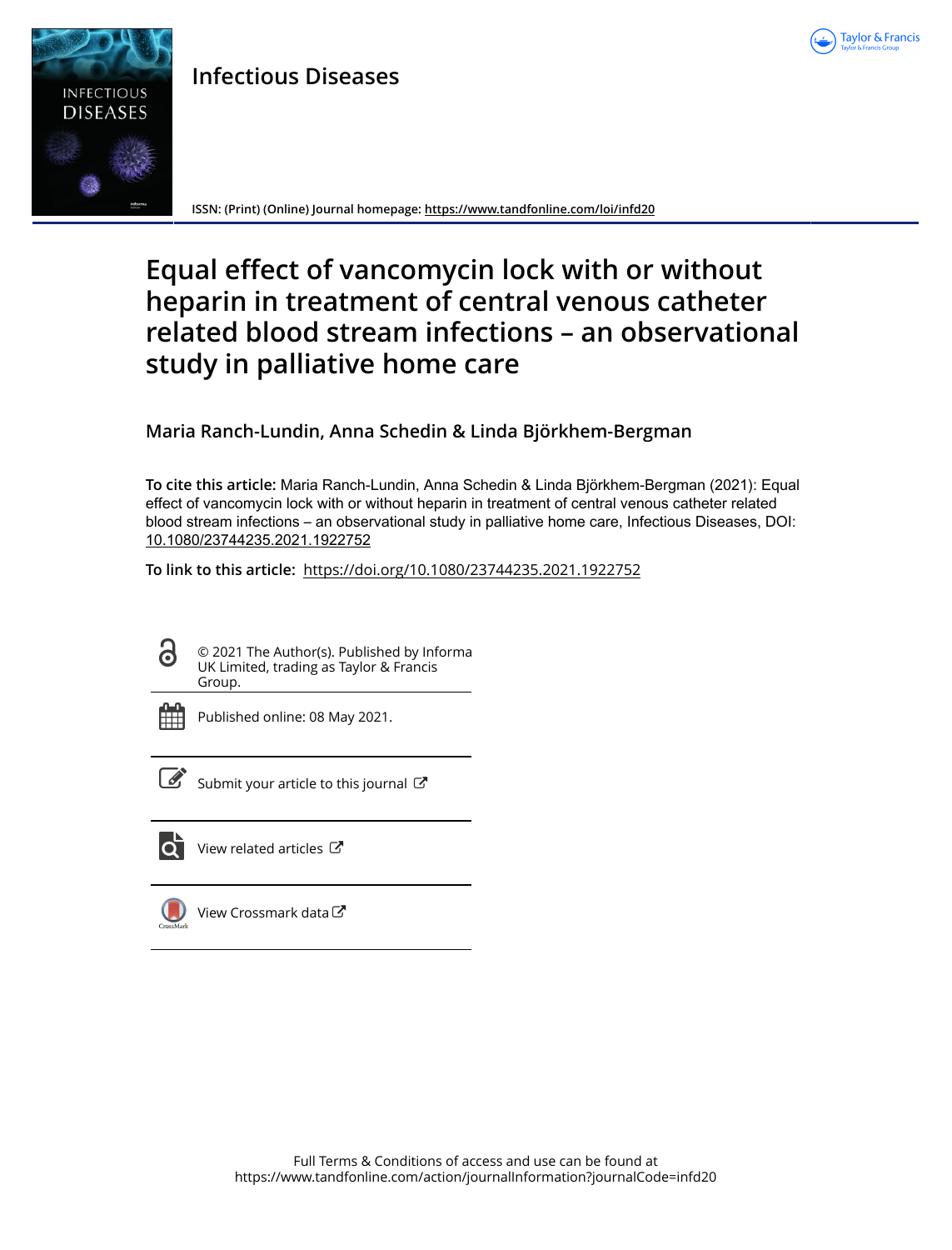Infectious Diseases

ISSN: (Print) (Online) Journal homepage: https://www.tandfonline.com/loi/infd20

# Equal effect of vancomycin lock with or without heparin in treatment of central venous catheter related blood stream infections – an observational study in palliative home care

**Maria Ranch-Lundin, Anna Schedin & Linda Björkhem-Bergman**

**To cite this article:** Maria Ranch-Lundin, Anna Schedin & Linda Björkhem-Bergman (2021): Equal effect of vancomycin lock with or without heparin in treatment of central venous catheter related blood stream infections – an observational study in palliative home care, Infectious Diseases, DOI: 10.1080/23744235.2021.1922752

**To link to this article:** https://doi.org/10.1080/23744235.2021.1922752

© 2021 The Author(s). Published by Informa UK Limited, trading as Taylor & Francis Group.

Published online: 08 May 2021.

Submit your article to this journal

View related articles

View Crossmark data

Full Terms & Conditions of access and use can be found at https://www.tandfonline.com/action/journalInformation?journalCode=infd20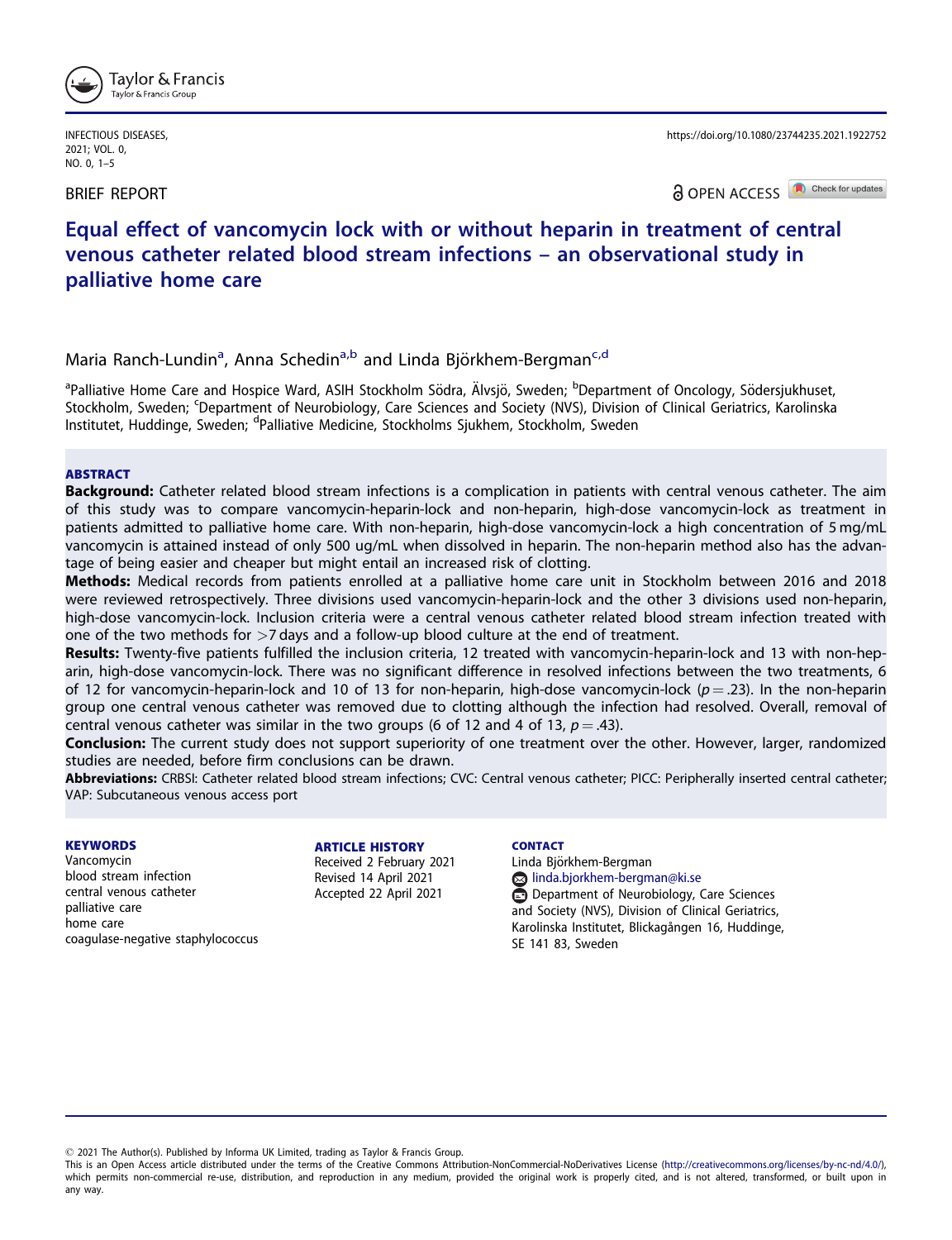BRIEF REPORT

# Equal effect of vancomycin lock with or without heparin in treatment of central venous catheter related blood stream infections – an observational study in palliative home care

Maria Ranch-Lundin[a], Anna Schedin[a,b] and Linda Björkhem-Bergman[c,d]

[a]Palliative Home Care and Hospice Ward, ASIH Stockholm Södra, Älvsjö, Sweden; [b]Department of Oncology, Södersjukhuset, Stockholm, Sweden; [c]Department of Neurobiology, Care Sciences and Society (NVS), Division of Clinical Geriatrics, Karolinska Institutet, Huddinge, Sweden; [d]Palliative Medicine, Stockholms Sjukhem, Stockholm, Sweden

## ABSTRACT

**Background:** Catheter related blood stream infections is a complication in patients with central venous catheter. The aim of this study was to compare vancomycin-heparin-lock and non-heparin, high-dose vancomycin-lock as treatment in patients admitted to palliative home care. With non-heparin, high-dose vancomycin-lock a high concentration of 5 mg/mL vancomycin is attained instead of only 500 ug/mL when dissolved in heparin. The non-heparin method also has the advantage of being easier and cheaper but might entail an increased risk of clotting.

**Methods:** Medical records from patients enrolled at a palliative home care unit in Stockholm between 2016 and 2018 were reviewed retrospectively. Three divisions used vancomycin-heparin-lock and the other 3 divisions used non-heparin, high-dose vancomycin-lock. Inclusion criteria were a central venous catheter related blood stream infection treated with one of the two methods for >7 days and a follow-up blood culture at the end of treatment.

**Results:** Twenty-five patients fulfilled the inclusion criteria, 12 treated with vancomycin-heparin-lock and 13 with non-heparin, high-dose vancomycin-lock. There was no significant difference in resolved infections between the two treatments, 6 of 12 for vancomycin-heparin-lock and 10 of 13 for non-heparin, high-dose vancomycin-lock ($p = .23$). In the non-heparin group one central venous catheter was removed due to clotting although the infection had resolved. Overall, removal of central venous catheter was similar in the two groups (6 of 12 and 4 of 13, $p = .43$).

**Conclusion:** The current study does not support superiority of one treatment over the other. However, larger, randomized studies are needed, before firm conclusions can be drawn.

**Abbreviations:** CRBSI: Catheter related blood stream infections; CVC: Central venous catheter; PICC: Peripherally inserted central catheter; VAP: Subcutaneous venous access port

**KEYWORDS**
Vancomycin
blood stream infection
central venous catheter
palliative care
home care
coagulase-negative staphylococcus

**ARTICLE HISTORY**
Received 2 February 2021
Revised 14 April 2021
Accepted 22 April 2021

**CONTACT**
Linda Björkhem-Bergman
linda.bjorkhem-bergman@ki.se
Department of Neurobiology, Care Sciences and Society (NVS), Division of Clinical Geriatrics, Karolinska Institutet, Blickagången 16, Huddinge, SE 141 83, Sweden

© 2021 The Author(s). Published by Informa UK Limited, trading as Taylor & Francis Group.
This is an Open Access article distributed under the terms of the Creative Commons Attribution-NonCommercial-NoDerivatives License (http://creativecommons.org/licenses/by-nc-nd/4.0/), which permits non-commercial re-use, distribution, and reproduction in any medium, provided the original work is properly cited, and is not altered, transformed, or built upon in any way.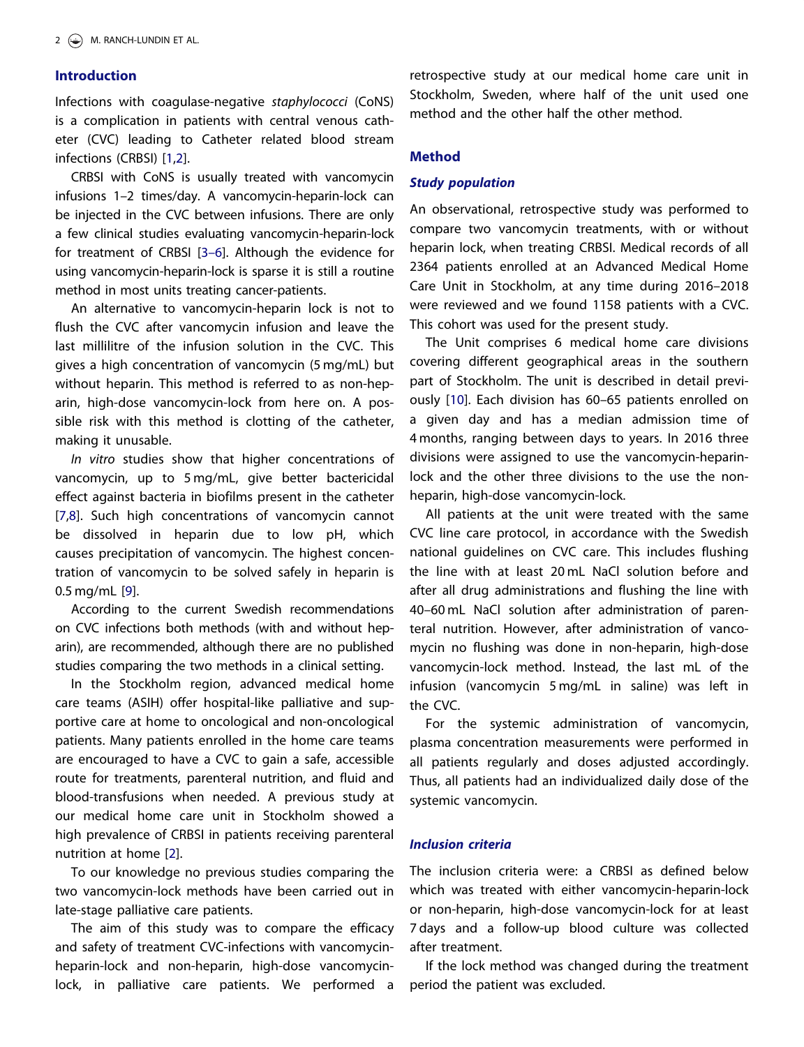## Introduction

Infections with coagulase-negative *staphylococci* (CoNS) is a complication in patients with central venous catheter (CVC) leading to Catheter related blood stream infections (CRBSI) [1,2].

CRBSI with CoNS is usually treated with vancomycin infusions 1–2 times/day. A vancomycin-heparin-lock can be injected in the CVC between infusions. There are only a few clinical studies evaluating vancomycin-heparin-lock for treatment of CRBSI [3–6]. Although the evidence for using vancomycin-heparin-lock is sparse it is still a routine method in most units treating cancer-patients.

An alternative to vancomycin-heparin lock is not to flush the CVC after vancomycin infusion and leave the last millilitre of the infusion solution in the CVC. This gives a high concentration of vancomycin (5 mg/mL) but without heparin. This method is referred to as non-heparin, high-dose vancomycin-lock from here on. A possible risk with this method is clotting of the catheter, making it unusable.

*In vitro* studies show that higher concentrations of vancomycin, up to 5 mg/mL, give better bactericidal effect against bacteria in biofilms present in the catheter [7,8]. Such high concentrations of vancomycin cannot be dissolved in heparin due to low pH, which causes precipitation of vancomycin. The highest concentration of vancomycin to be solved safely in heparin is 0.5 mg/mL [9].

According to the current Swedish recommendations on CVC infections both methods (with and without heparin), are recommended, although there are no published studies comparing the two methods in a clinical setting.

In the Stockholm region, advanced medical home care teams (ASIH) offer hospital-like palliative and supportive care at home to oncological and non-oncological patients. Many patients enrolled in the home care teams are encouraged to have a CVC to gain a safe, accessible route for treatments, parenteral nutrition, and fluid and blood-transfusions when needed. A previous study at our medical home care unit in Stockholm showed a high prevalence of CRBSI in patients receiving parenteral nutrition at home [2].

To our knowledge no previous studies comparing the two vancomycin-lock methods have been carried out in late-stage palliative care patients.

The aim of this study was to compare the efficacy and safety of treatment CVC-infections with vancomycin-heparin-lock and non-heparin, high-dose vancomycin-lock, in palliative care patients. We performed a retrospective study at our medical home care unit in Stockholm, Sweden, where half of the unit used one method and the other half the other method.

## Method

### Study population

An observational, retrospective study was performed to compare two vancomycin treatments, with or without heparin lock, when treating CRBSI. Medical records of all 2364 patients enrolled at an Advanced Medical Home Care Unit in Stockholm, at any time during 2016–2018 were reviewed and we found 1158 patients with a CVC. This cohort was used for the present study.

The Unit comprises 6 medical home care divisions covering different geographical areas in the southern part of Stockholm. The unit is described in detail previously [10]. Each division has 60–65 patients enrolled on a given day and has a median admission time of 4 months, ranging between days to years. In 2016 three divisions were assigned to use the vancomycin-heparin-lock and the other three divisions to the use the non-heparin, high-dose vancomycin-lock.

All patients at the unit were treated with the same CVC line care protocol, in accordance with the Swedish national guidelines on CVC care. This includes flushing the line with at least 20 mL NaCl solution before and after all drug administrations and flushing the line with 40–60 mL NaCl solution after administration of parenteral nutrition. However, after administration of vancomycin no flushing was done in non-heparin, high-dose vancomycin-lock method. Instead, the last mL of the infusion (vancomycin 5 mg/mL in saline) was left in the CVC.

For the systemic administration of vancomycin, plasma concentration measurements were performed in all patients regularly and doses adjusted accordingly. Thus, all patients had an individualized daily dose of the systemic vancomycin.

### Inclusion criteria

The inclusion criteria were: a CRBSI as defined below which was treated with either vancomycin-heparin-lock or non-heparin, high-dose vancomycin-lock for at least 7 days and a follow-up blood culture was collected after treatment.

If the lock method was changed during the treatment period the patient was excluded.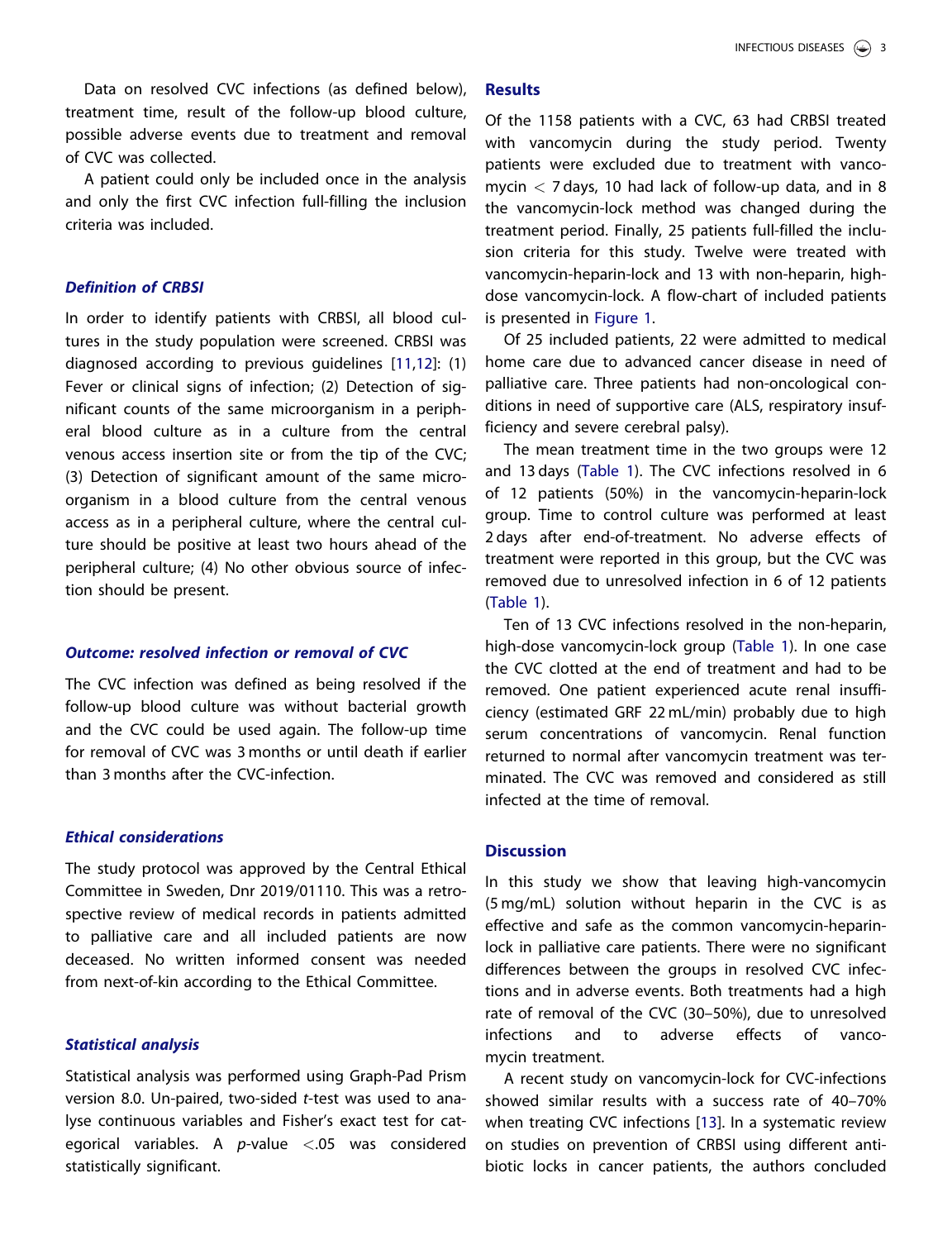Data on resolved CVC infections (as defined below), treatment time, result of the follow-up blood culture, possible adverse events due to treatment and removal of CVC was collected.

A patient could only be included once in the analysis and only the first CVC infection full-filling the inclusion criteria was included.

### *Definition of CRBSI*

In order to identify patients with CRBSI, all blood cultures in the study population were screened. CRBSI was diagnosed according to previous guidelines [11,12]: (1) Fever or clinical signs of infection; (2) Detection of significant counts of the same microorganism in a peripheral blood culture as in a culture from the central venous access insertion site or from the tip of the CVC; (3) Detection of significant amount of the same microorganism in a blood culture from the central venous access as in a peripheral culture, where the central culture should be positive at least two hours ahead of the peripheral culture; (4) No other obvious source of infection should be present.

### *Outcome: resolved infection or removal of CVC*

The CVC infection was defined as being resolved if the follow-up blood culture was without bacterial growth and the CVC could be used again. The follow-up time for removal of CVC was 3 months or until death if earlier than 3 months after the CVC-infection.

### *Ethical considerations*

The study protocol was approved by the Central Ethical Committee in Sweden, Dnr 2019/01110. This was a retrospective review of medical records in patients admitted to palliative care and all included patients are now deceased. No written informed consent was needed from next-of-kin according to the Ethical Committee.

### *Statistical analysis*

Statistical analysis was performed using Graph-Pad Prism version 8.0. Un-paired, two-sided *t*-test was used to analyse continuous variables and Fisher's exact test for categorical variables. A $p$-value $<.05$ was considered statistically significant.

## Results

Of the 1158 patients with a CVC, 63 had CRBSI treated with vancomycin during the study period. Twenty patients were excluded due to treatment with vancomycin $<$ 7 days, 10 had lack of follow-up data, and in 8 the vancomycin-lock method was changed during the treatment period. Finally, 25 patients full-filled the inclusion criteria for this study. Twelve were treated with vancomycin-heparin-lock and 13 with non-heparin, high-dose vancomycin-lock. A flow-chart of included patients is presented in Figure 1.

Of 25 included patients, 22 were admitted to medical home care due to advanced cancer disease in need of palliative care. Three patients had non-oncological conditions in need of supportive care (ALS, respiratory insufficiency and severe cerebral palsy).

The mean treatment time in the two groups were 12 and 13 days (Table 1). The CVC infections resolved in 6 of 12 patients (50%) in the vancomycin-heparin-lock group. Time to control culture was performed at least 2 days after end-of-treatment. No adverse effects of treatment were reported in this group, but the CVC was removed due to unresolved infection in 6 of 12 patients (Table 1).

Ten of 13 CVC infections resolved in the non-heparin, high-dose vancomycin-lock group (Table 1). In one case the CVC clotted at the end of treatment and had to be removed. One patient experienced acute renal insufficiency (estimated GRF 22 mL/min) probably due to high serum concentrations of vancomycin. Renal function returned to normal after vancomycin treatment was terminated. The CVC was removed and considered as still infected at the time of removal.

## Discussion

In this study we show that leaving high-vancomycin (5 mg/mL) solution without heparin in the CVC is as effective and safe as the common vancomycin-heparin-lock in palliative care patients. There were no significant differences between the groups in resolved CVC infections and in adverse events. Both treatments had a high rate of removal of the CVC (30–50%), due to unresolved infections and to adverse effects of vancomycin treatment.

A recent study on vancomycin-lock for CVC-infections showed similar results with a success rate of 40–70% when treating CVC infections [13]. In a systematic review on studies on prevention of CRBSI using different antibiotic locks in cancer patients, the authors concluded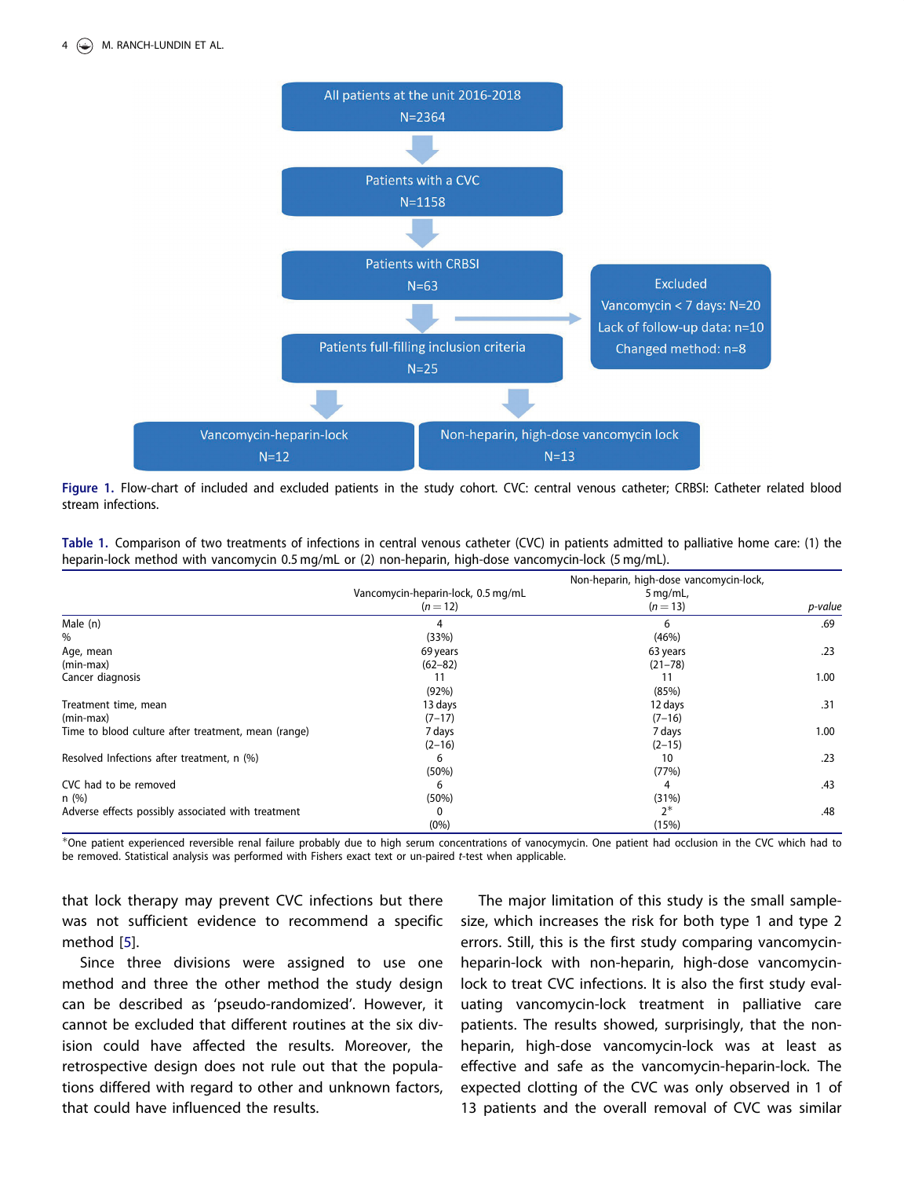All patients at the unit 2016-2018
N=2364

Patients with a CVC
N=1158

Patients with CRBSI
N=63

Excluded
Vancomycin < 7 days: N=20
Lack of follow-up data: n=10
Changed method: n=8

Patients full-filling inclusion criteria
N=25

Vancomycin-heparin-lock
N=12

Non-heparin, high-dose vancomycin lock
N=13

**Figure 1.** Flow-chart of included and excluded patients in the study cohort. CVC: central venous catheter; CRBSI: Catheter related blood stream infections.

**Table 1.** Comparison of two treatments of infections in central venous catheter (CVC) in patients admitted to palliative home care: (1) the heparin-lock method with vancomycin 0.5 mg/mL or (2) non-heparin, high-dose vancomycin-lock (5 mg/mL).

| | Vancomycin-heparin-lock, 0.5 mg/mL ($n = 12$) | Non-heparin, high-dose vancomycin-lock, 5 mg/mL, ($n = 13$) | *p*-value |
|---|---|---|---|
| Male (n) % | 4 (33%) | 6 (46%) | .69 |
| Age, mean (min-max) | 69 years (62–82) | 63 years (21–78) | .23 |
| Cancer diagnosis | 11 (92%) | 11 (85%) | 1.00 |
| Treatment time, mean (min-max) | 13 days (7–17) | 12 days (7–16) | .31 |
| Time to blood culture after treatment, mean (range) | 7 days (2–16) | 7 days (2–15) | 1.00 |
| Resolved Infections after treatment, n (%) | 6 (50%) | 10 (77%) | .23 |
| CVC had to be removed n (%) | 6 (50%) | 4 (31%) | .43 |
| Adverse effects possibly associated with treatment | 0 (0%) | 2* (15%) | .48 |

*One patient experienced reversible renal failure probably due to high serum concentrations of vanocymycin. One patient had occlusion in the CVC which had to be removed. Statistical analysis was performed with Fishers exact text or un-paired *t*-test when applicable.

that lock therapy may prevent CVC infections but there was not sufficient evidence to recommend a specific method [5].

Since three divisions were assigned to use one method and three the other method the study design can be described as 'pseudo-randomized'. However, it cannot be excluded that different routines at the six division could have affected the results. Moreover, the retrospective design does not rule out that the populations differed with regard to other and unknown factors, that could have influenced the results.

The major limitation of this study is the small sample-size, which increases the risk for both type 1 and type 2 errors. Still, this is the first study comparing vancomycin-heparin-lock with non-heparin, high-dose vancomycin-lock to treat CVC infections. It is also the first study evaluating vancomycin-lock treatment in palliative care patients. The results showed, surprisingly, that the non-heparin, high-dose vancomycin-lock was at least as effective and safe as the vancomycin-heparin-lock. The expected clotting of the CVC was only observed in 1 of 13 patients and the overall removal of CVC was similar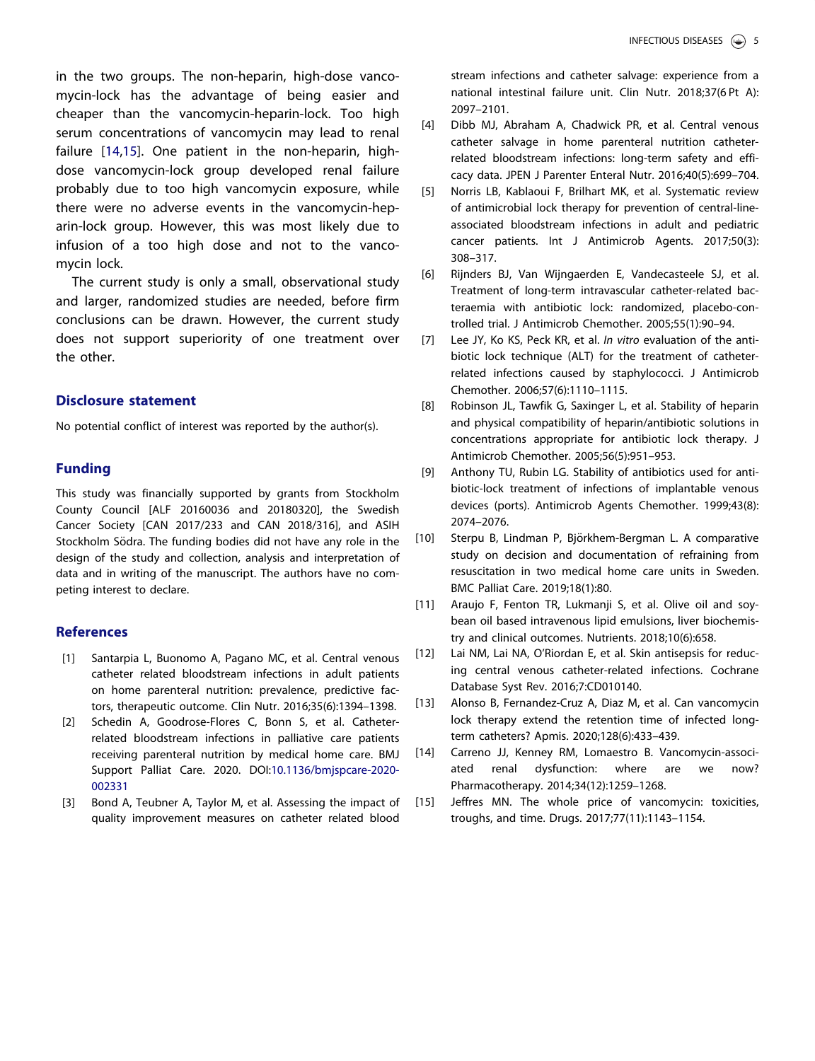in the two groups. The non-heparin, high-dose vancomycin-lock has the advantage of being easier and cheaper than the vancomycin-heparin-lock. Too high serum concentrations of vancomycin may lead to renal failure [14,15]. One patient in the non-heparin, high-dose vancomycin-lock group developed renal failure probably due to too high vancomycin exposure, while there were no adverse events in the vancomycin-heparin-lock group. However, this was most likely due to infusion of a too high dose and not to the vancomycin lock.

The current study is only a small, observational study and larger, randomized studies are needed, before firm conclusions can be drawn. However, the current study does not support superiority of one treatment over the other.

## Disclosure statement

No potential conflict of interest was reported by the author(s).

## Funding

This study was financially supported by grants from Stockholm County Council [ALF 20160036 and 20180320], the Swedish Cancer Society [CAN 2017/233 and CAN 2018/316], and ASIH Stockholm Södra. The funding bodies did not have any role in the design of the study and collection, analysis and interpretation of data and in writing of the manuscript. The authors have no competing interest to declare.

## References

[1] Santarpia L, Buonomo A, Pagano MC, et al. Central venous catheter related bloodstream infections in adult patients on home parenteral nutrition: prevalence, predictive factors, therapeutic outcome. Clin Nutr. 2016;35(6):1394–1398.

[2] Schedin A, Goodrose-Flores C, Bonn S, et al. Catheter-related bloodstream infections in palliative care patients receiving parenteral nutrition by medical home care. BMJ Support Palliat Care. 2020. DOI:10.1136/bmjspcare-2020-002331

[3] Bond A, Teubner A, Taylor M, et al. Assessing the impact of quality improvement measures on catheter related blood stream infections and catheter salvage: experience from a national intestinal failure unit. Clin Nutr. 2018;37(6 Pt A):2097–2101.

[4] Dibb MJ, Abraham A, Chadwick PR, et al. Central venous catheter salvage in home parenteral nutrition catheter-related bloodstream infections: long-term safety and efficacy data. JPEN J Parenter Enteral Nutr. 2016;40(5):699–704.

[5] Norris LB, Kablaoui F, Brilhart MK, et al. Systematic review of antimicrobial lock therapy for prevention of central-line-associated bloodstream infections in adult and pediatric cancer patients. Int J Antimicrob Agents. 2017;50(3):308–317.

[6] Rijnders BJ, Van Wijngaerden E, Vandecasteele SJ, et al. Treatment of long-term intravascular catheter-related bacteraemia with antibiotic lock: randomized, placebo-controlled trial. J Antimicrob Chemother. 2005;55(1):90–94.

[7] Lee JY, Ko KS, Peck KR, et al. *In vitro* evaluation of the antibiotic lock technique (ALT) for the treatment of catheter-related infections caused by staphylococci. J Antimicrob Chemother. 2006;57(6):1110–1115.

[8] Robinson JL, Tawfik G, Saxinger L, et al. Stability of heparin and physical compatibility of heparin/antibiotic solutions in concentrations appropriate for antibiotic lock therapy. J Antimicrob Chemother. 2005;56(5):951–953.

[9] Anthony TU, Rubin LG. Stability of antibiotics used for antibiotic-lock treatment of infections of implantable venous devices (ports). Antimicrob Agents Chemother. 1999;43(8):2074–2076.

[10] Sterpu B, Lindman P, Björkhem-Bergman L. A comparative study on decision and documentation of refraining from resuscitation in two medical home care units in Sweden. BMC Palliat Care. 2019;18(1):80.

[11] Araujo F, Fenton TR, Lukmanji S, et al. Olive oil and soybean oil based intravenous lipid emulsions, liver biochemistry and clinical outcomes. Nutrients. 2018;10(6):658.

[12] Lai NM, Lai NA, O'Riordan E, et al. Skin antisepsis for reducing central venous catheter-related infections. Cochrane Database Syst Rev. 2016;7:CD010140.

[13] Alonso B, Fernandez-Cruz A, Diaz M, et al. Can vancomycin lock therapy extend the retention time of infected long-term catheters? Apmis. 2020;128(6):433–439.

[14] Carreno JJ, Kenney RM, Lomaestro B. Vancomycin-associated renal dysfunction: where are we now? Pharmacotherapy. 2014;34(12):1259–1268.

[15] Jeffres MN. The whole price of vancomycin: toxicities, troughs, and time. Drugs. 2017;77(11):1143–1154.